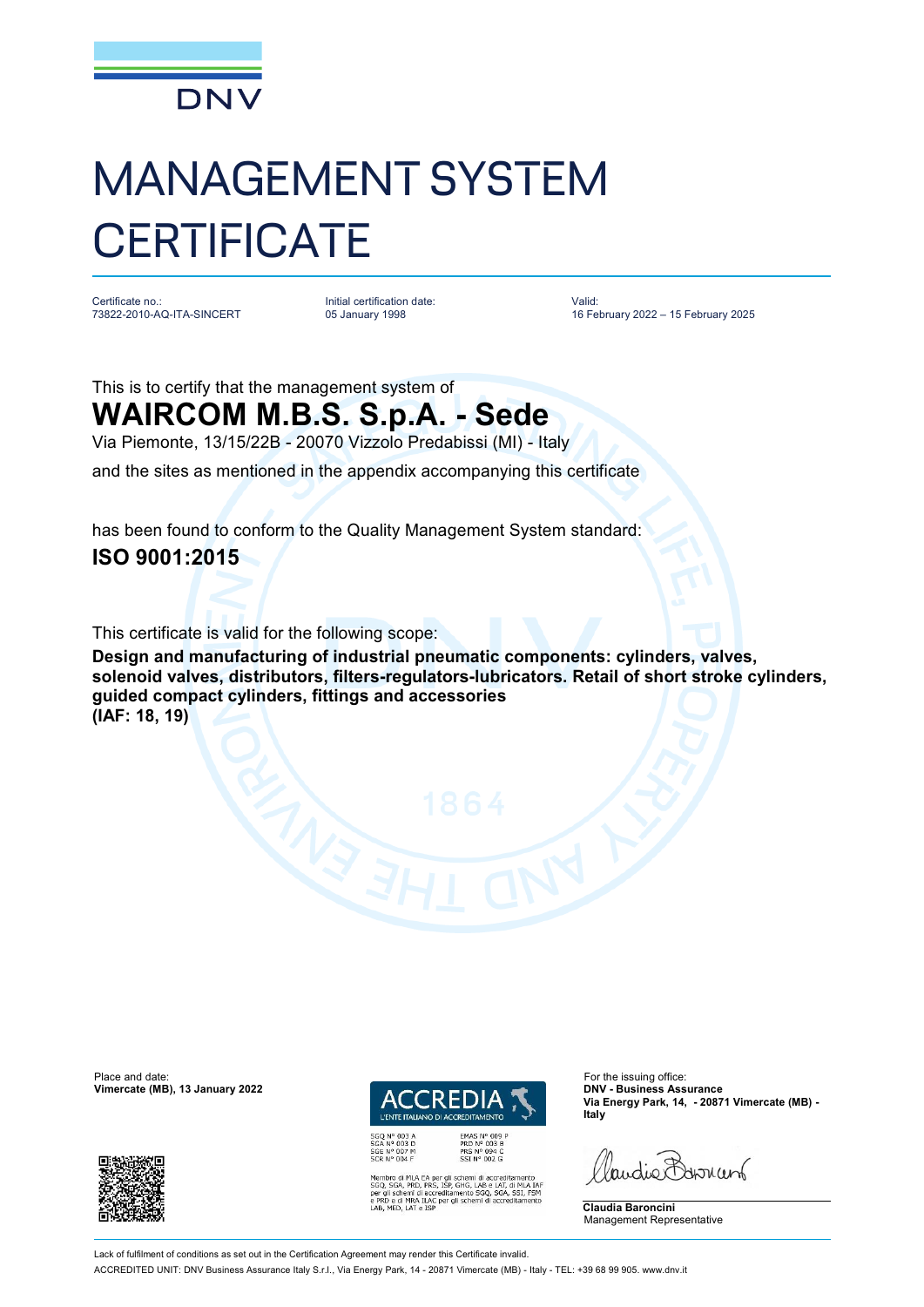# MANAGEMENT SYSTEM CERTIFICATE

| Certificate no.: | Initial certification date: | Valid: |
| --- | --- | --- |
| 73822-2010-AQ-ITA-SINCERT | 05 January 1998 | 16 February 2022 – 15 February 2025 |

This is to certify that the management system of

## WAIRCOM M.B.S. S.p.A. - Sede

Via Piemonte, 13/15/22B - 20070 Vizzolo Predabissi (MI) - Italy

and the sites as mentioned in the appendix accompanying this certificate

has been found to conform to the Quality Management System standard:

**ISO 9001:2015**

This certificate is valid for the following scope:

**Design and manufacturing of industrial pneumatic components: cylinders, valves, solenoid valves, distributors, filters-regulators-lubricators. Retail of short stroke cylinders, guided compact cylinders, fittings and accessories (IAF: 18, 19)**

Place and date:
**Vimercate (MB), 13 January 2022**

ACCREDIA
L'ENTE ITALIANO DI ACCREDITAMENTO

SGQ N° 003 A
SGA N° 003 D
SGE N° 007 M
SCR N° 004 F
EMAS N° 009 P
PRD N° 003 B
PRS N° 094 C
SSI N° 002 G

Membro di MLA EA per gli schemi di accreditamento SGQ, SGA, PRD, PRS, ISP, GHG, LAB e LAT, di MLA IAF per gli schemi di accreditamento SGQ, SGA, SSI, FSM e PRD e di MRA ILAC per gli schemi di accreditamento LAB, MED, LAT e ISP

For the issuing office:
**DNV - Business Assurance**
**Via Energy Park, 14, - 20871 Vimercate (MB) - Italy**

**Claudia Baroncini**
Management Representative

Lack of fulfilment of conditions as set out in the Certification Agreement may render this Certificate invalid.

ACCREDITED UNIT: DNV Business Assurance Italy S.r.l., Via Energy Park, 14 - 20871 Vimercate (MB) - Italy - TEL: +39 68 99 905. www.dnv.it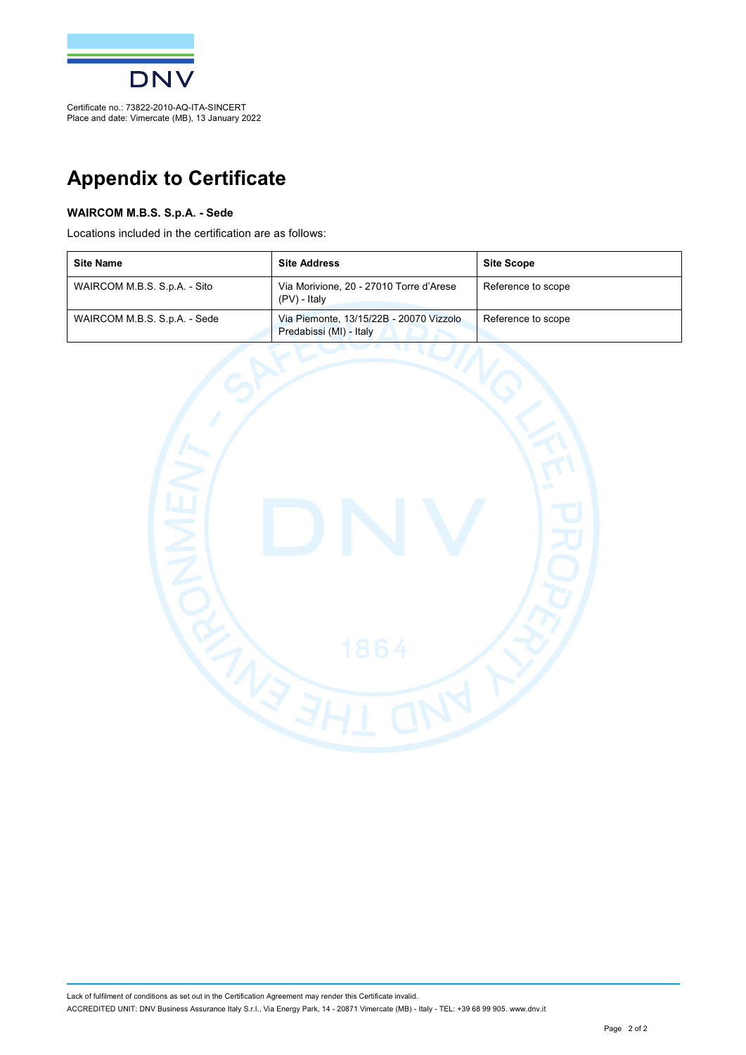Certificate no.: 73822-2010-AQ-ITA-SINCERT
Place and date: Vimercate (MB), 13 January 2022

# Appendix to Certificate

**WAIRCOM M.B.S. S.p.A. - Sede**

Locations included in the certification are as follows:

| Site Name | Site Address | Site Scope |
|---|---|---|
| WAIRCOM M.B.S. S.p.A. - Sito | Via Morivione, 20 - 27010 Torre d'Arese (PV) - Italy | Reference to scope |
| WAIRCOM M.B.S. S.p.A. - Sede | Via Piemonte, 13/15/22B - 20070 Vizzolo Predabissi (MI) - Italy | Reference to scope |

Lack of fulfilment of conditions as set out in the Certification Agreement may render this Certificate invalid.

ACCREDITED UNIT: DNV Business Assurance Italy S.r.l., Via Energy Park, 14 - 20871 Vimercate (MB) - Italy - TEL: +39 68 99 905. www.dnv.it